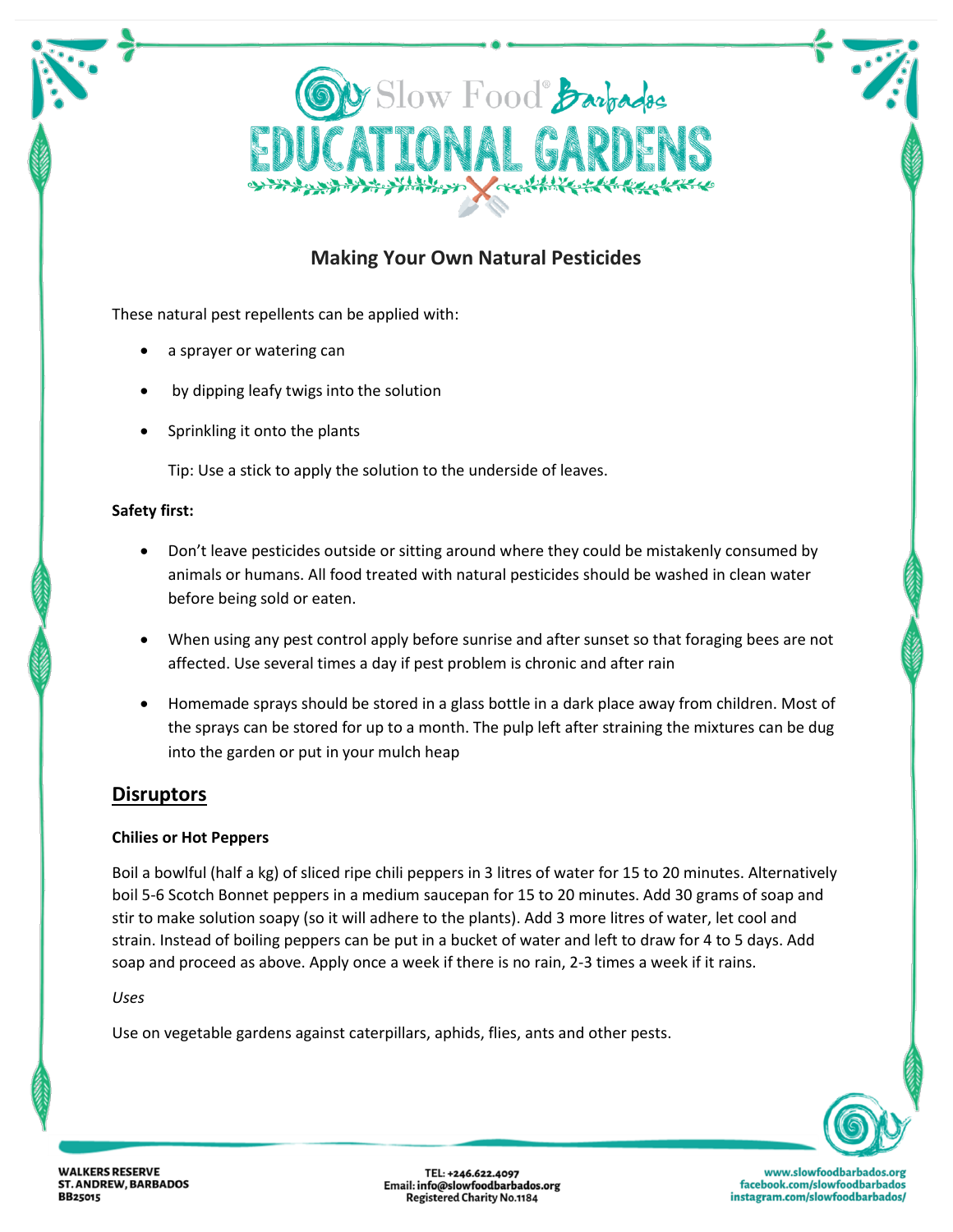# Slow Food® Barbados EDUCATIONAL GARDENS

## Making Your Own Natural Pesticides

These natural pest repellents can be applied with:

- a sprayer or watering can
- by dipping leafy twigs into the solution
- Sprinkling it onto the plants

  Tip: Use a stick to apply the solution to the underside of leaves.

**Safety first:**

- Don't leave pesticides outside or sitting around where they could be mistakenly consumed by animals or humans. All food treated with natural pesticides should be washed in clean water before being sold or eaten.
- When using any pest control apply before sunrise and after sunset so that foraging bees are not affected. Use several times a day if pest problem is chronic and after rain
- Homemade sprays should be stored in a glass bottle in a dark place away from children. Most of the sprays can be stored for up to a month. The pulp left after straining the mixtures can be dug into the garden or put in your mulch heap

## Disruptors

**Chilies or Hot Peppers**

Boil a bowlful (half a kg) of sliced ripe chili peppers in 3 litres of water for 15 to 20 minutes. Alternatively boil 5-6 Scotch Bonnet peppers in a medium saucepan for 15 to 20 minutes. Add 30 grams of soap and stir to make solution soapy (so it will adhere to the plants). Add 3 more litres of water, let cool and strain. Instead of boiling peppers can be put in a bucket of water and left to draw for 4 to 5 days. Add soap and proceed as above. Apply once a week if there is no rain, 2-3 times a week if it rains.

*Uses*

Use on vegetable gardens against caterpillars, aphids, flies, ants and other pests.

WALKERS RESERVE
ST. ANDREW, BARBADOS
BB25015

TEL: +246.622.4097
Email: info@slowfoodbarbados.org
Registered Charity No.1184

www.slowfoodbarbados.org
facebook.com/slowfoodbarbados
instagram.com/slowfoodbarbados/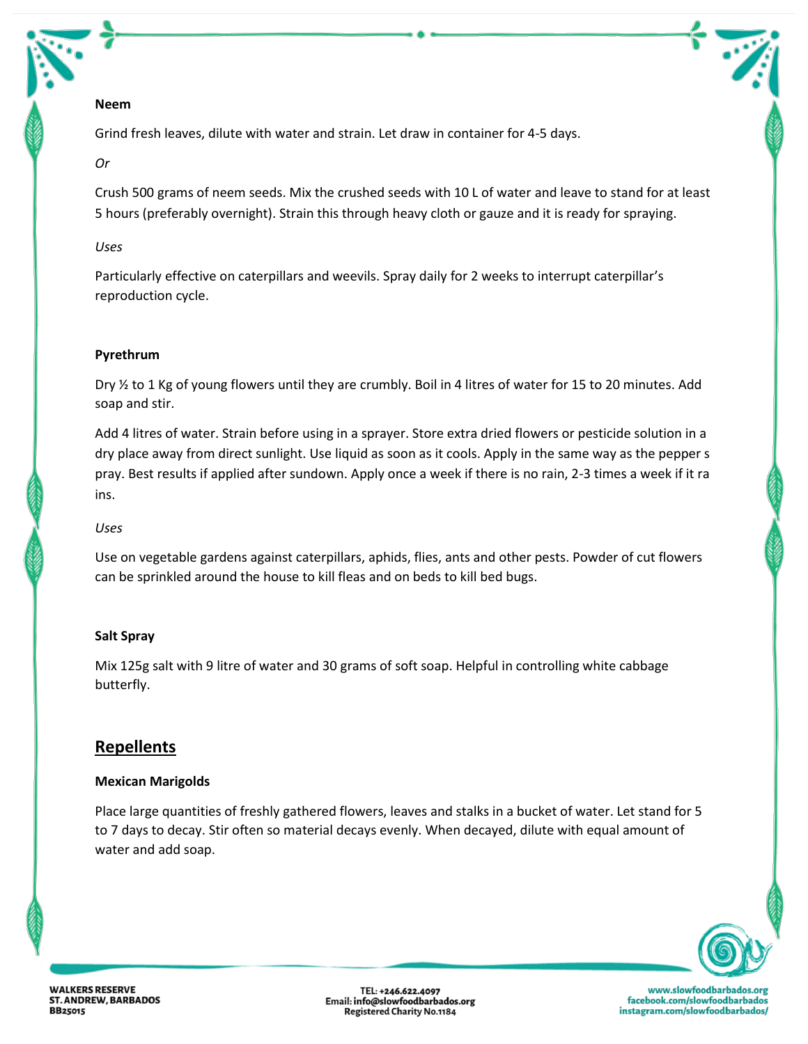**Neem**

Grind fresh leaves, dilute with water and strain. Let draw in container for 4-5 days.

*Or*

Crush 500 grams of neem seeds. Mix the crushed seeds with 10 L of water and leave to stand for at least 5 hours (preferably overnight). Strain this through heavy cloth or gauze and it is ready for spraying.

*Uses*

Particularly effective on caterpillars and weevils. Spray daily for 2 weeks to interrupt caterpillar's reproduction cycle.

**Pyrethrum**

Dry ½ to 1 Kg of young flowers until they are crumbly. Boil in 4 litres of water for 15 to 20 minutes. Add soap and stir.

Add 4 litres of water. Strain before using in a sprayer. Store extra dried flowers or pesticide solution in a dry place away from direct sunlight. Use liquid as soon as it cools. Apply in the same way as the pepper s pray. Best results if applied after sundown. Apply once a week if there is no rain, 2-3 times a week if it ra ins.

*Uses*

Use on vegetable gardens against caterpillars, aphids, flies, ants and other pests. Powder of cut flowers can be sprinkled around the house to kill fleas and on beds to kill bed bugs.

**Salt Spray**

Mix 125g salt with 9 litre of water and 30 grams of soft soap. Helpful in controlling white cabbage butterfly.

## Repellents

**Mexican Marigolds**

Place large quantities of freshly gathered flowers, leaves and stalks in a bucket of water. Let stand for 5 to 7 days to decay. Stir often so material decays evenly. When decayed, dilute with equal amount of water and add soap.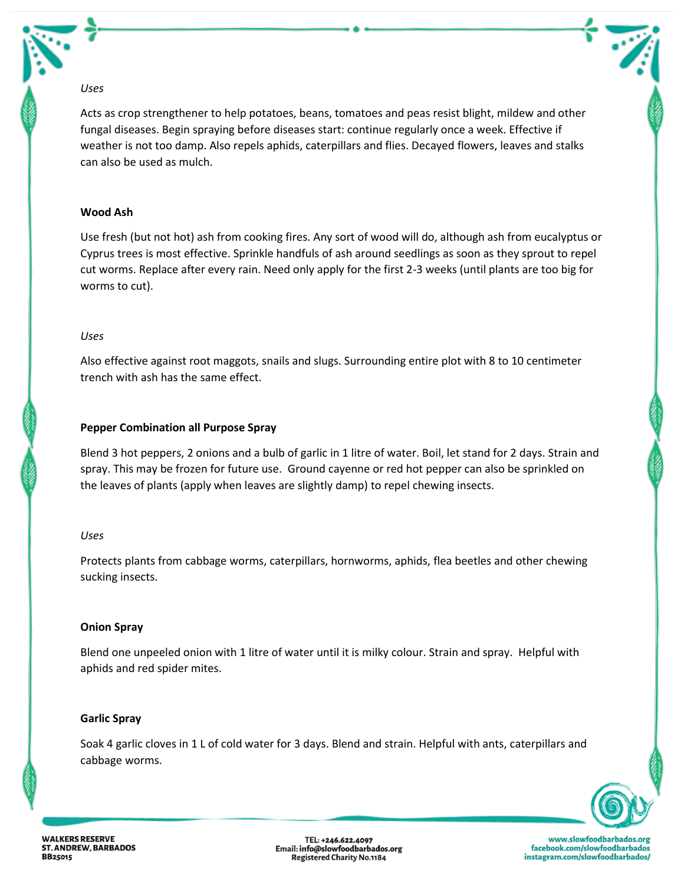*Uses*

Acts as crop strengthener to help potatoes, beans, tomatoes and peas resist blight, mildew and other fungal diseases. Begin spraying before diseases start: continue regularly once a week. Effective if weather is not too damp. Also repels aphids, caterpillars and flies. Decayed flowers, leaves and stalks can also be used as mulch.

**Wood Ash**

Use fresh (but not hot) ash from cooking fires. Any sort of wood will do, although ash from eucalyptus or Cyprus trees is most effective. Sprinkle handfuls of ash around seedlings as soon as they sprout to repel cut worms. Replace after every rain. Need only apply for the first 2-3 weeks (until plants are too big for worms to cut).

*Uses*

Also effective against root maggots, snails and slugs. Surrounding entire plot with 8 to 10 centimeter trench with ash has the same effect.

**Pepper Combination all Purpose Spray**

Blend 3 hot peppers, 2 onions and a bulb of garlic in 1 litre of water. Boil, let stand for 2 days. Strain and spray. This may be frozen for future use. Ground cayenne or red hot pepper can also be sprinkled on the leaves of plants (apply when leaves are slightly damp) to repel chewing insects.

*Uses*

Protects plants from cabbage worms, caterpillars, hornworms, aphids, flea beetles and other chewing sucking insects.

**Onion Spray**

Blend one unpeeled onion with 1 litre of water until it is milky colour. Strain and spray. Helpful with aphids and red spider mites.

**Garlic Spray**

Soak 4 garlic cloves in 1 L of cold water for 3 days. Blend and strain. Helpful with ants, caterpillars and cabbage worms.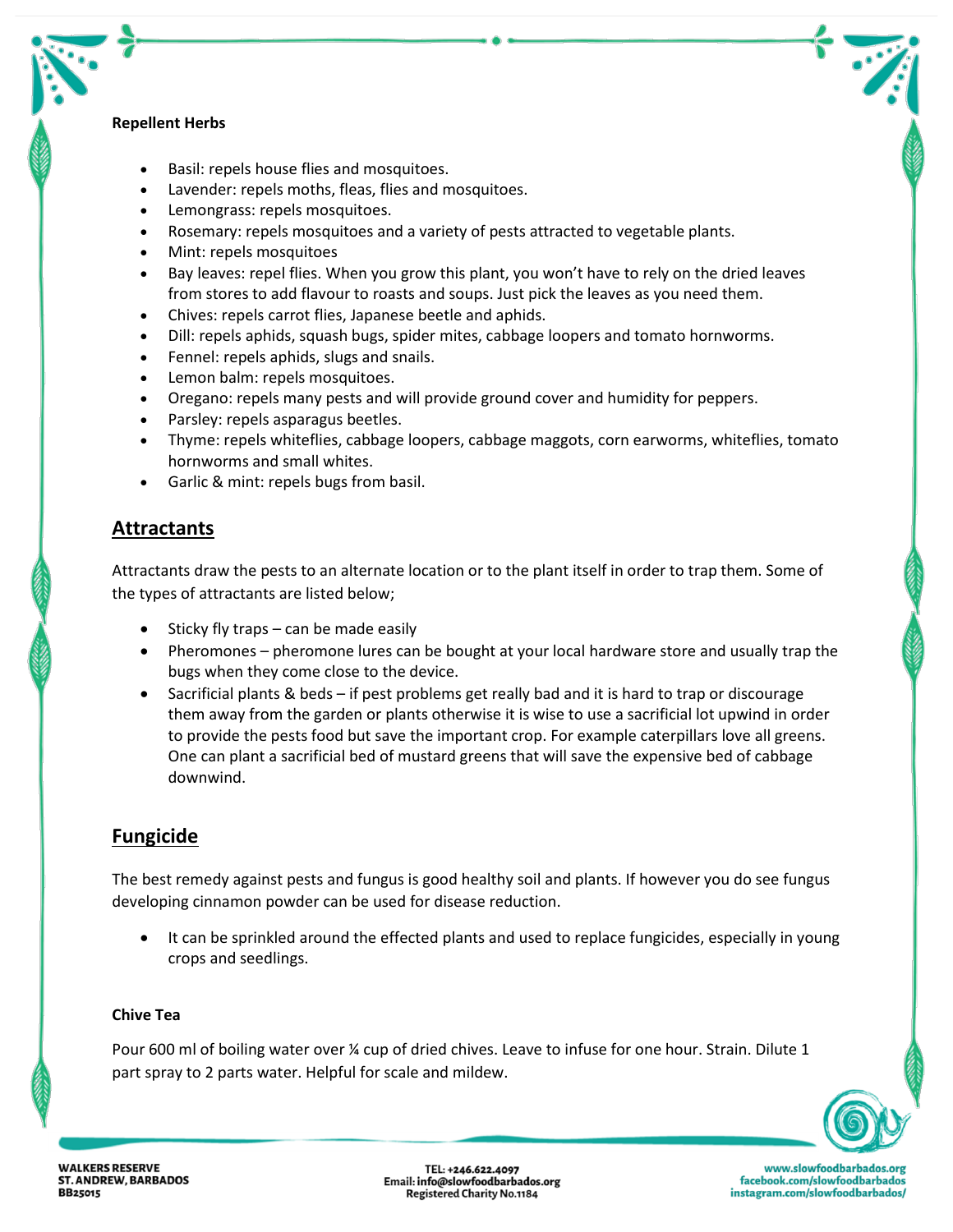**Repellent Herbs**

- Basil: repels house flies and mosquitoes.
- Lavender: repels moths, fleas, flies and mosquitoes.
- Lemongrass: repels mosquitoes.
- Rosemary: repels mosquitoes and a variety of pests attracted to vegetable plants.
- Mint: repels mosquitoes
- Bay leaves: repel flies. When you grow this plant, you won't have to rely on the dried leaves from stores to add flavour to roasts and soups. Just pick the leaves as you need them.
- Chives: repels carrot flies, Japanese beetle and aphids.
- Dill: repels aphids, squash bugs, spider mites, cabbage loopers and tomato hornworms.
- Fennel: repels aphids, slugs and snails.
- Lemon balm: repels mosquitoes.
- Oregano: repels many pests and will provide ground cover and humidity for peppers.
- Parsley: repels asparagus beetles.
- Thyme: repels whiteflies, cabbage loopers, cabbage maggots, corn earworms, whiteflies, tomato hornworms and small whites.
- Garlic & mint: repels bugs from basil.

## Attractants

Attractants draw the pests to an alternate location or to the plant itself in order to trap them. Some of the types of attractants are listed below;

- Sticky fly traps – can be made easily
- Pheromones – pheromone lures can be bought at your local hardware store and usually trap the bugs when they come close to the device.
- Sacrificial plants & beds – if pest problems get really bad and it is hard to trap or discourage them away from the garden or plants otherwise it is wise to use a sacrificial lot upwind in order to provide the pests food but save the important crop. For example caterpillars love all greens. One can plant a sacrificial bed of mustard greens that will save the expensive bed of cabbage downwind.

## Fungicide

The best remedy against pests and fungus is good healthy soil and plants. If however you do see fungus developing cinnamon powder can be used for disease reduction.

- It can be sprinkled around the effected plants and used to replace fungicides, especially in young crops and seedlings.

**Chive Tea**

Pour 600 ml of boiling water over ¼ cup of dried chives. Leave to infuse for one hour. Strain. Dilute 1 part spray to 2 parts water. Helpful for scale and mildew.

WALKERS RESERVE
ST. ANDREW, BARBADOS
BB25015

TEL: +246.622.4097
Email: info@slowfoodbarbados.org
Registered Charity No.1184

www.slowfoodbarbados.org
facebook.com/slowfoodbarbados
instagram.com/slowfoodbarbados/